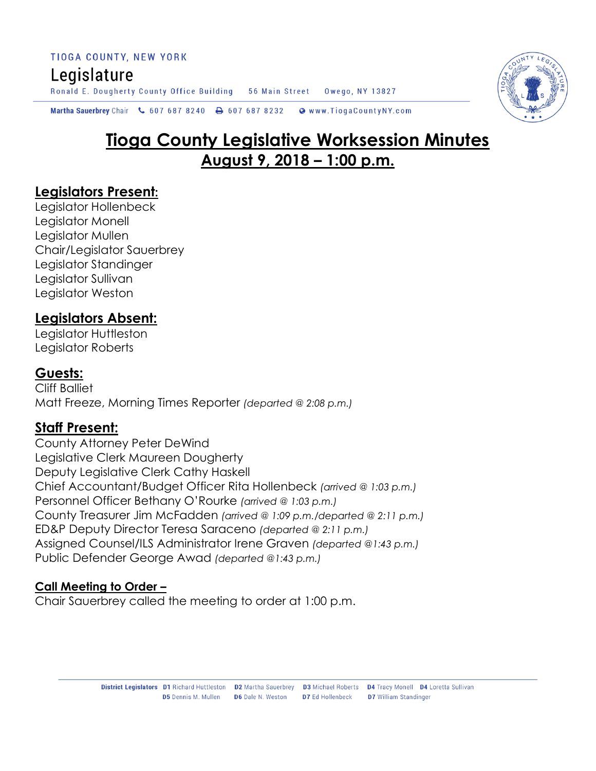TIOGA COUNTY, NEW YORK

Legislature

Ronald E. Dougherty County Office Building 56 Main Street Owego, NY 13827

Martha Sauerbrey Chair 607 687 8240 607 687 8232 www.TiogaCountyNY.com

# Tioga County Legislative Worksession Minutes

## August 9, 2018 – 1:00 p.m.

## Legislators Present:

Legislator Hollenbeck
Legislator Monell
Legislator Mullen
Chair/Legislator Sauerbrey
Legislator Standinger
Legislator Sullivan
Legislator Weston

## Legislators Absent:

Legislator Huttleston
Legislator Roberts

## Guests:

Cliff Balliet
Matt Freeze, Morning Times Reporter *(departed @ 2:08 p.m.)*

## Staff Present:

County Attorney Peter DeWind
Legislative Clerk Maureen Dougherty
Deputy Legislative Clerk Cathy Haskell
Chief Accountant/Budget Officer Rita Hollenbeck *(arrived @ 1:03 p.m.)*
Personnel Officer Bethany O'Rourke *(arrived @ 1:03 p.m.)*
County Treasurer Jim McFadden *(arrived @ 1:09 p.m./departed @ 2:11 p.m.)*
ED&P Deputy Director Teresa Saraceno *(departed @ 2:11 p.m.)*
Assigned Counsel/ILS Administrator Irene Graven *(departed @1:43 p.m.)*
Public Defender George Awad *(departed @1:43 p.m.)*

### Call Meeting to Order –

Chair Sauerbrey called the meeting to order at 1:00 p.m.

District Legislators D1 Richard Huttleston D2 Martha Sauerbrey D3 Michael Roberts D4 Tracy Monell D4 Loretta Sullivan D5 Dennis M. Mullen D6 Dale N. Weston D7 Ed Hollenbeck D7 William Standinger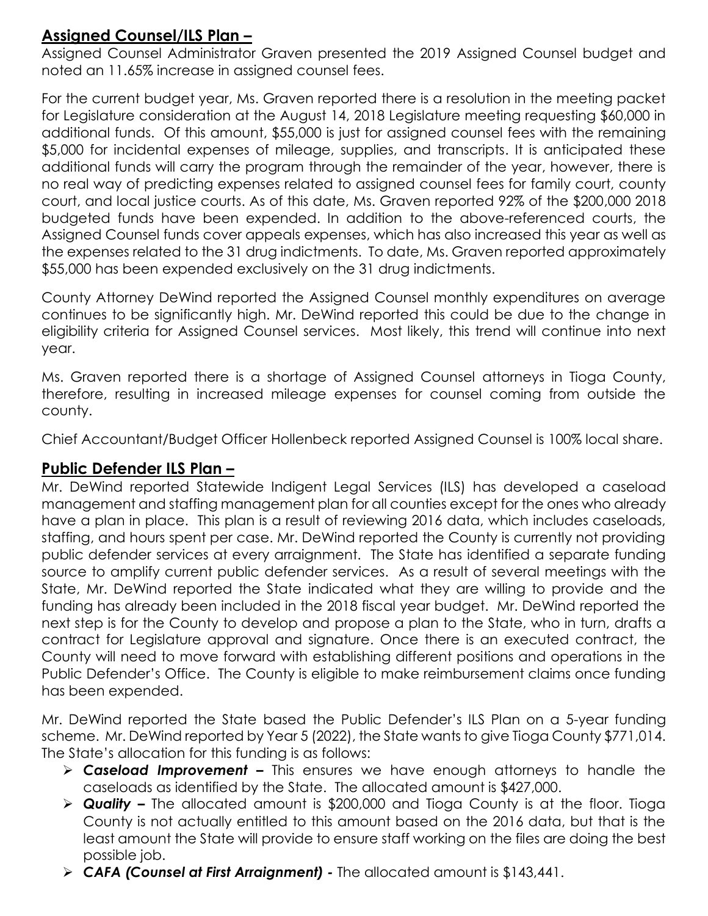## **Assigned Counsel/ILS Plan –**

Assigned Counsel Administrator Graven presented the 2019 Assigned Counsel budget and noted an 11.65% increase in assigned counsel fees.

For the current budget year, Ms. Graven reported there is a resolution in the meeting packet for Legislature consideration at the August 14, 2018 Legislature meeting requesting $60,000 in additional funds. Of this amount, $55,000 is just for assigned counsel fees with the remaining $5,000 for incidental expenses of mileage, supplies, and transcripts. It is anticipated these additional funds will carry the program through the remainder of the year, however, there is no real way of predicting expenses related to assigned counsel fees for family court, county court, and local justice courts. As of this date, Ms. Graven reported 92% of the $200,000 2018 budgeted funds have been expended. In addition to the above-referenced courts, the Assigned Counsel funds cover appeals expenses, which has also increased this year as well as the expenses related to the 31 drug indictments. To date, Ms. Graven reported approximately $55,000 has been expended exclusively on the 31 drug indictments.

County Attorney DeWind reported the Assigned Counsel monthly expenditures on average continues to be significantly high. Mr. DeWind reported this could be due to the change in eligibility criteria for Assigned Counsel services. Most likely, this trend will continue into next year.

Ms. Graven reported there is a shortage of Assigned Counsel attorneys in Tioga County, therefore, resulting in increased mileage expenses for counsel coming from outside the county.

Chief Accountant/Budget Officer Hollenbeck reported Assigned Counsel is 100% local share.

## **Public Defender ILS Plan –**

Mr. DeWind reported Statewide Indigent Legal Services (ILS) has developed a caseload management and staffing management plan for all counties except for the ones who already have a plan in place. This plan is a result of reviewing 2016 data, which includes caseloads, staffing, and hours spent per case. Mr. DeWind reported the County is currently not providing public defender services at every arraignment. The State has identified a separate funding source to amplify current public defender services. As a result of several meetings with the State, Mr. DeWind reported the State indicated what they are willing to provide and the funding has already been included in the 2018 fiscal year budget. Mr. DeWind reported the next step is for the County to develop and propose a plan to the State, who in turn, drafts a contract for Legislature approval and signature. Once there is an executed contract, the County will need to move forward with establishing different positions and operations in the Public Defender's Office. The County is eligible to make reimbursement claims once funding has been expended.

Mr. DeWind reported the State based the Public Defender's ILS Plan on a 5-year funding scheme. Mr. DeWind reported by Year 5 (2022), the State wants to give Tioga County $771,014. The State's allocation for this funding is as follows:

- ***Caseload Improvement –*** This ensures we have enough attorneys to handle the caseloads as identified by the State. The allocated amount is $427,000.
- ***Quality –*** The allocated amount is $200,000 and Tioga County is at the floor. Tioga County is not actually entitled to this amount based on the 2016 data, but that is the least amount the State will provide to ensure staff working on the files are doing the best possible job.
- ***CAFA (Counsel at First Arraignment) -*** The allocated amount is $143,441.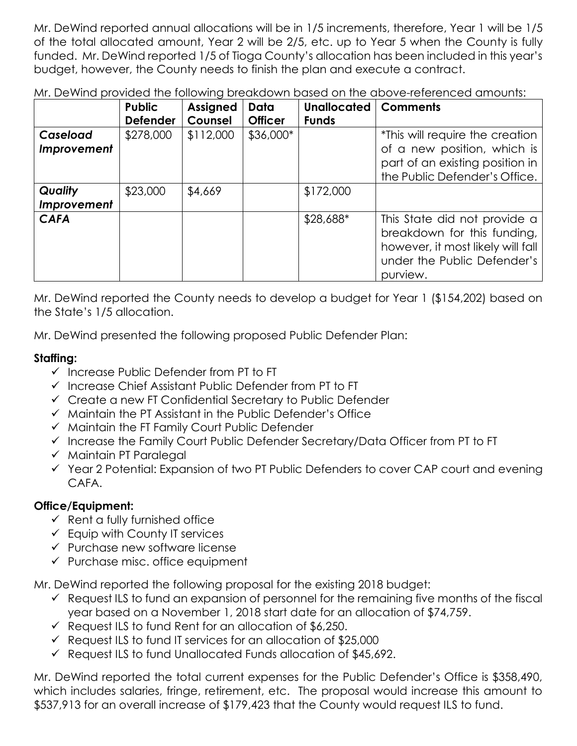Mr. DeWind reported annual allocations will be in 1/5 increments, therefore, Year 1 will be 1/5 of the total allocated amount, Year 2 will be 2/5, etc. up to Year 5 when the County is fully funded. Mr. DeWind reported 1/5 of Tioga County's allocation has been included in this year's budget, however, the County needs to finish the plan and execute a contract.

Mr. DeWind provided the following breakdown based on the above-referenced amounts:

| | Public Defender | Assigned Counsel | Data Officer | Unallocated Funds | Comments |
|---|---|---|---|---|---|
| ***Caseload Improvement*** | $278,000 | $112,000 | $36,000* | | *This will require the creation of a new position, which is part of an existing position in the Public Defender's Office. |
| ***Quality Improvement*** | $23,000 | $4,669 | | $172,000 | |
| ***CAFA*** | | | | $28,688* | This State did not provide a breakdown for this funding, however, it most likely will fall under the Public Defender's purview. |

Mr. DeWind reported the County needs to develop a budget for Year 1 ($154,202) based on the State's 1/5 allocation.

Mr. DeWind presented the following proposed Public Defender Plan:

**Staffing:**

- ✓ Increase Public Defender from PT to FT
- ✓ Increase Chief Assistant Public Defender from PT to FT
- ✓ Create a new FT Confidential Secretary to Public Defender
- ✓ Maintain the PT Assistant in the Public Defender's Office
- ✓ Maintain the FT Family Court Public Defender
- ✓ Increase the Family Court Public Defender Secretary/Data Officer from PT to FT
- ✓ Maintain PT Paralegal
- ✓ Year 2 Potential: Expansion of two PT Public Defenders to cover CAP court and evening CAFA.

**Office/Equipment:**

- ✓ Rent a fully furnished office
- ✓ Equip with County IT services
- ✓ Purchase new software license
- ✓ Purchase misc. office equipment

Mr. DeWind reported the following proposal for the existing 2018 budget:

- ✓ Request ILS to fund an expansion of personnel for the remaining five months of the fiscal year based on a November 1, 2018 start date for an allocation of $74,759.
- ✓ Request ILS to fund Rent for an allocation of $6,250.
- ✓ Request ILS to fund IT services for an allocation of $25,000
- ✓ Request ILS to fund Unallocated Funds allocation of $45,692.

Mr. DeWind reported the total current expenses for the Public Defender's Office is $358,490, which includes salaries, fringe, retirement, etc. The proposal would increase this amount to $537,913 for an overall increase of $179,423 that the County would request ILS to fund.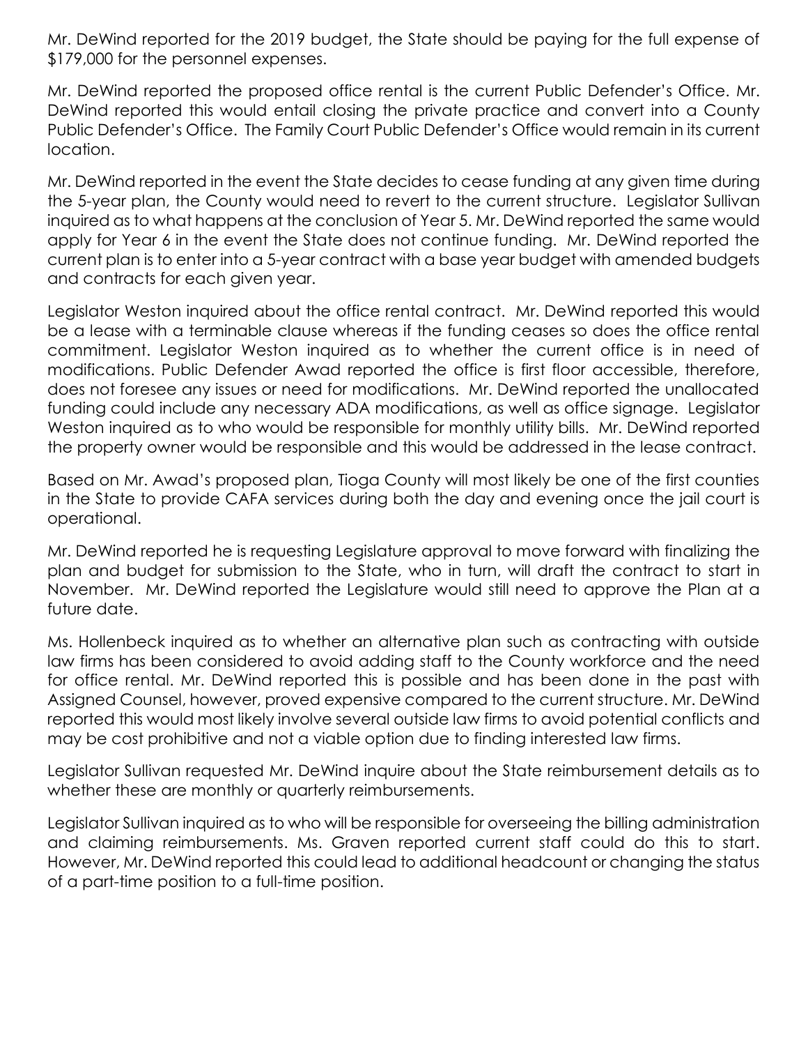Mr. DeWind reported for the 2019 budget, the State should be paying for the full expense of $179,000 for the personnel expenses.

Mr. DeWind reported the proposed office rental is the current Public Defender's Office. Mr. DeWind reported this would entail closing the private practice and convert into a County Public Defender's Office. The Family Court Public Defender's Office would remain in its current location.

Mr. DeWind reported in the event the State decides to cease funding at any given time during the 5-year plan, the County would need to revert to the current structure. Legislator Sullivan inquired as to what happens at the conclusion of Year 5. Mr. DeWind reported the same would apply for Year 6 in the event the State does not continue funding. Mr. DeWind reported the current plan is to enter into a 5-year contract with a base year budget with amended budgets and contracts for each given year.

Legislator Weston inquired about the office rental contract. Mr. DeWind reported this would be a lease with a terminable clause whereas if the funding ceases so does the office rental commitment. Legislator Weston inquired as to whether the current office is in need of modifications. Public Defender Awad reported the office is first floor accessible, therefore, does not foresee any issues or need for modifications. Mr. DeWind reported the unallocated funding could include any necessary ADA modifications, as well as office signage. Legislator Weston inquired as to who would be responsible for monthly utility bills. Mr. DeWind reported the property owner would be responsible and this would be addressed in the lease contract.

Based on Mr. Awad's proposed plan, Tioga County will most likely be one of the first counties in the State to provide CAFA services during both the day and evening once the jail court is operational.

Mr. DeWind reported he is requesting Legislature approval to move forward with finalizing the plan and budget for submission to the State, who in turn, will draft the contract to start in November. Mr. DeWind reported the Legislature would still need to approve the Plan at a future date.

Ms. Hollenbeck inquired as to whether an alternative plan such as contracting with outside law firms has been considered to avoid adding staff to the County workforce and the need for office rental. Mr. DeWind reported this is possible and has been done in the past with Assigned Counsel, however, proved expensive compared to the current structure. Mr. DeWind reported this would most likely involve several outside law firms to avoid potential conflicts and may be cost prohibitive and not a viable option due to finding interested law firms.

Legislator Sullivan requested Mr. DeWind inquire about the State reimbursement details as to whether these are monthly or quarterly reimbursements.

Legislator Sullivan inquired as to who will be responsible for overseeing the billing administration and claiming reimbursements. Ms. Graven reported current staff could do this to start. However, Mr. DeWind reported this could lead to additional headcount or changing the status of a part-time position to a full-time position.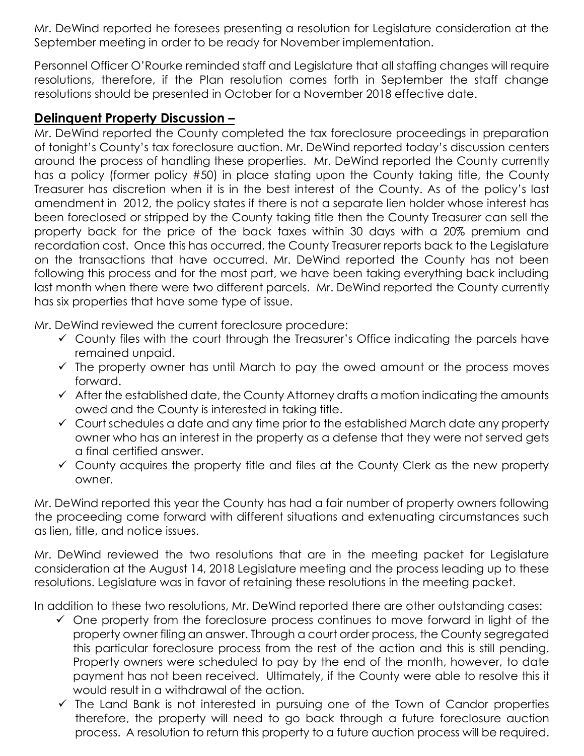Mr. DeWind reported he foresees presenting a resolution for Legislature consideration at the September meeting in order to be ready for November implementation.

Personnel Officer O'Rourke reminded staff and Legislature that all staffing changes will require resolutions, therefore, if the Plan resolution comes forth in September the staff change resolutions should be presented in October for a November 2018 effective date.

## **Delinquent Property Discussion –**

Mr. DeWind reported the County completed the tax foreclosure proceedings in preparation of tonight's County's tax foreclosure auction. Mr. DeWind reported today's discussion centers around the process of handling these properties. Mr. DeWind reported the County currently has a policy (former policy #50) in place stating upon the County taking title, the County Treasurer has discretion when it is in the best interest of the County. As of the policy's last amendment in 2012, the policy states if there is not a separate lien holder whose interest has been foreclosed or stripped by the County taking title then the County Treasurer can sell the property back for the price of the back taxes within 30 days with a 20% premium and recordation cost. Once this has occurred, the County Treasurer reports back to the Legislature on the transactions that have occurred. Mr. DeWind reported the County has not been following this process and for the most part, we have been taking everything back including last month when there were two different parcels. Mr. DeWind reported the County currently has six properties that have some type of issue.

Mr. DeWind reviewed the current foreclosure procedure:

- ✓ County files with the court through the Treasurer's Office indicating the parcels have remained unpaid.
- ✓ The property owner has until March to pay the owed amount or the process moves forward.
- ✓ After the established date, the County Attorney drafts a motion indicating the amounts owed and the County is interested in taking title.
- ✓ Court schedules a date and any time prior to the established March date any property owner who has an interest in the property as a defense that they were not served gets a final certified answer.
- ✓ County acquires the property title and files at the County Clerk as the new property owner.

Mr. DeWind reported this year the County has had a fair number of property owners following the proceeding come forward with different situations and extenuating circumstances such as lien, title, and notice issues.

Mr. DeWind reviewed the two resolutions that are in the meeting packet for Legislature consideration at the August 14, 2018 Legislature meeting and the process leading up to these resolutions. Legislature was in favor of retaining these resolutions in the meeting packet.

In addition to these two resolutions, Mr. DeWind reported there are other outstanding cases:

- ✓ One property from the foreclosure process continues to move forward in light of the property owner filing an answer. Through a court order process, the County segregated this particular foreclosure process from the rest of the action and this is still pending. Property owners were scheduled to pay by the end of the month, however, to date payment has not been received. Ultimately, if the County were able to resolve this it would result in a withdrawal of the action.
- ✓ The Land Bank is not interested in pursuing one of the Town of Candor properties therefore, the property will need to go back through a future foreclosure auction process. A resolution to return this property to a future auction process will be required.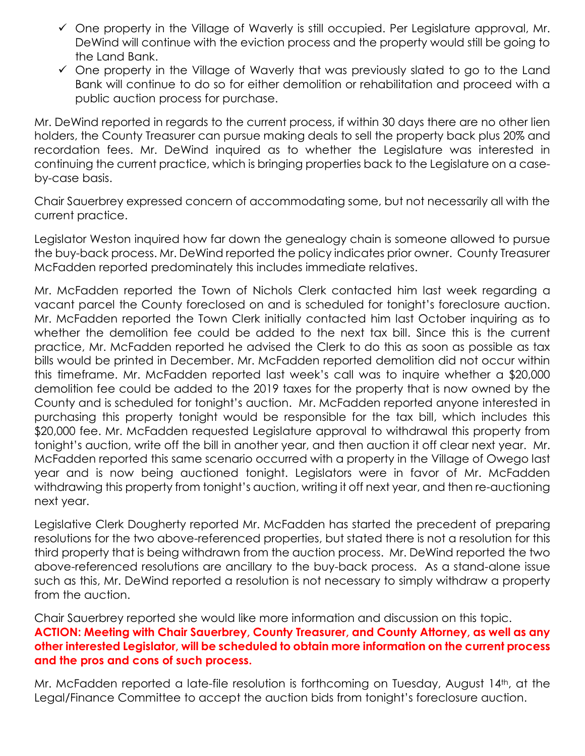- ✓ One property in the Village of Waverly is still occupied. Per Legislature approval, Mr. DeWind will continue with the eviction process and the property would still be going to the Land Bank.
- ✓ One property in the Village of Waverly that was previously slated to go to the Land Bank will continue to do so for either demolition or rehabilitation and proceed with a public auction process for purchase.

Mr. DeWind reported in regards to the current process, if within 30 days there are no other lien holders, the County Treasurer can pursue making deals to sell the property back plus 20% and recordation fees. Mr. DeWind inquired as to whether the Legislature was interested in continuing the current practice, which is bringing properties back to the Legislature on a case-by-case basis.

Chair Sauerbrey expressed concern of accommodating some, but not necessarily all with the current practice.

Legislator Weston inquired how far down the genealogy chain is someone allowed to pursue the buy-back process. Mr. DeWind reported the policy indicates prior owner. County Treasurer McFadden reported predominately this includes immediate relatives.

Mr. McFadden reported the Town of Nichols Clerk contacted him last week regarding a vacant parcel the County foreclosed on and is scheduled for tonight's foreclosure auction. Mr. McFadden reported the Town Clerk initially contacted him last October inquiring as to whether the demolition fee could be added to the next tax bill. Since this is the current practice, Mr. McFadden reported he advised the Clerk to do this as soon as possible as tax bills would be printed in December. Mr. McFadden reported demolition did not occur within this timeframe. Mr. McFadden reported last week's call was to inquire whether a $20,000 demolition fee could be added to the 2019 taxes for the property that is now owned by the County and is scheduled for tonight's auction. Mr. McFadden reported anyone interested in purchasing this property tonight would be responsible for the tax bill, which includes this $20,000 fee. Mr. McFadden requested Legislature approval to withdrawal this property from tonight's auction, write off the bill in another year, and then auction it off clear next year. Mr. McFadden reported this same scenario occurred with a property in the Village of Owego last year and is now being auctioned tonight. Legislators were in favor of Mr. McFadden withdrawing this property from tonight's auction, writing it off next year, and then re-auctioning next year.

Legislative Clerk Dougherty reported Mr. McFadden has started the precedent of preparing resolutions for the two above-referenced properties, but stated there is not a resolution for this third property that is being withdrawn from the auction process. Mr. DeWind reported the two above-referenced resolutions are ancillary to the buy-back process. As a stand-alone issue such as this, Mr. DeWind reported a resolution is not necessary to simply withdraw a property from the auction.

Chair Sauerbrey reported she would like more information and discussion on this topic.
**ACTION: Meeting with Chair Sauerbrey, County Treasurer, and County Attorney, as well as any other interested Legislator, will be scheduled to obtain more information on the current process and the pros and cons of such process.**

Mr. McFadden reported a late-file resolution is forthcoming on Tuesday, August 14th, at the Legal/Finance Committee to accept the auction bids from tonight's foreclosure auction.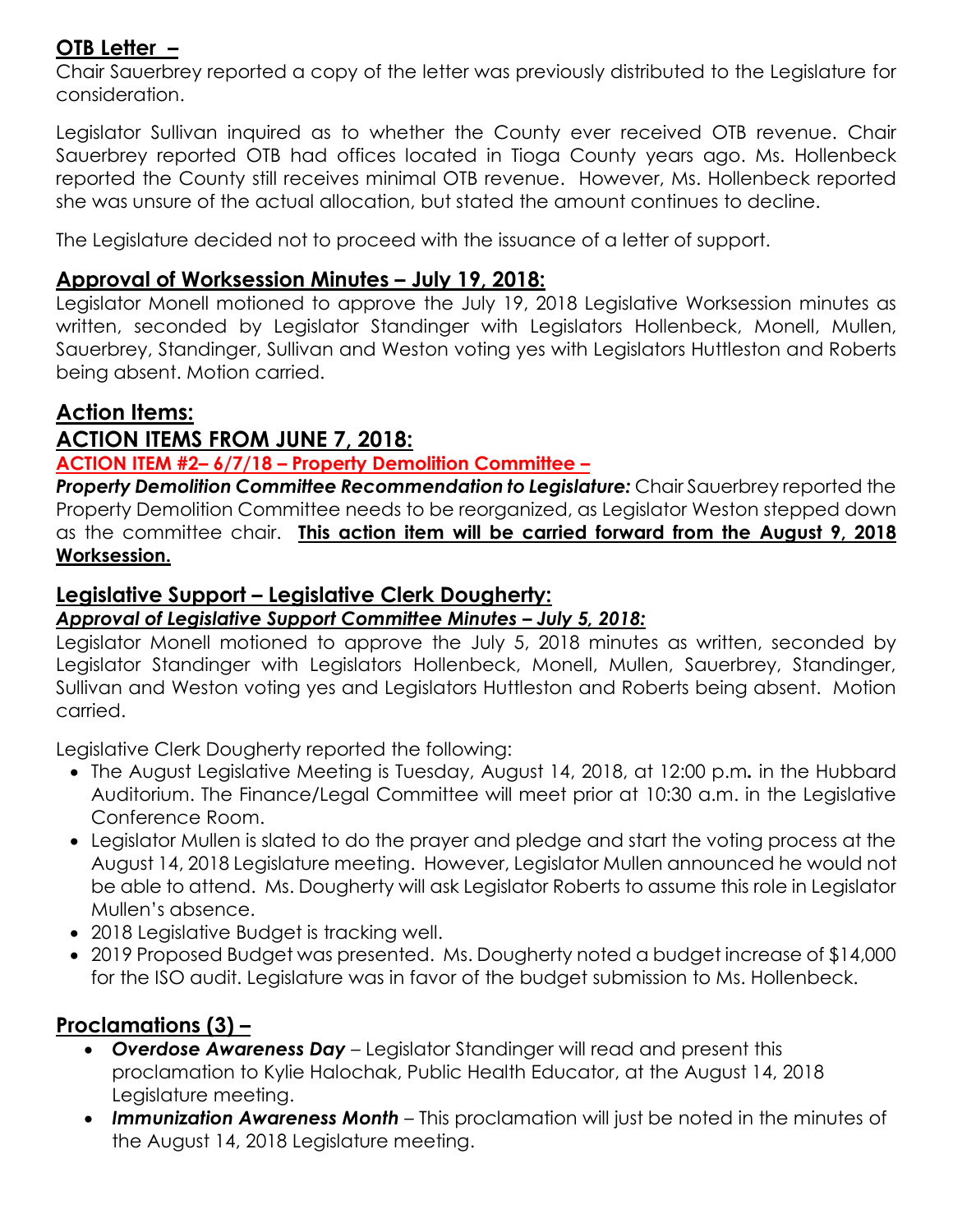## OTB Letter –

Chair Sauerbrey reported a copy of the letter was previously distributed to the Legislature for consideration.

Legislator Sullivan inquired as to whether the County ever received OTB revenue. Chair Sauerbrey reported OTB had offices located in Tioga County years ago. Ms. Hollenbeck reported the County still receives minimal OTB revenue. However, Ms. Hollenbeck reported she was unsure of the actual allocation, but stated the amount continues to decline.

The Legislature decided not to proceed with the issuance of a letter of support.

## Approval of Worksession Minutes – July 19, 2018:

Legislator Monell motioned to approve the July 19, 2018 Legislative Worksession minutes as written, seconded by Legislator Standinger with Legislators Hollenbeck, Monell, Mullen, Sauerbrey, Standinger, Sullivan and Weston voting yes with Legislators Huttleston and Roberts being absent. Motion carried.

## Action Items:

## ACTION ITEMS FROM JUNE 7, 2018:

**ACTION ITEM #2– 6/7/18 – Property Demolition Committee –**

***Property Demolition Committee Recommendation to Legislature:*** Chair Sauerbrey reported the Property Demolition Committee needs to be reorganized, as Legislator Weston stepped down as the committee chair. **This action item will be carried forward from the August 9, 2018 Worksession.**

## Legislative Support – Legislative Clerk Dougherty:

***Approval of Legislative Support Committee Minutes – July 5, 2018:***

Legislator Monell motioned to approve the July 5, 2018 minutes as written, seconded by Legislator Standinger with Legislators Hollenbeck, Monell, Mullen, Sauerbrey, Standinger, Sullivan and Weston voting yes and Legislators Huttleston and Roberts being absent. Motion carried.

Legislative Clerk Dougherty reported the following:

- The August Legislative Meeting is Tuesday, August 14, 2018, at 12:00 p.m**.** in the Hubbard Auditorium. The Finance/Legal Committee will meet prior at 10:30 a.m. in the Legislative Conference Room.
- Legislator Mullen is slated to do the prayer and pledge and start the voting process at the August 14, 2018 Legislature meeting. However, Legislator Mullen announced he would not be able to attend. Ms. Dougherty will ask Legislator Roberts to assume this role in Legislator Mullen's absence.
- 2018 Legislative Budget is tracking well.
- 2019 Proposed Budget was presented. Ms. Dougherty noted a budget increase of $14,000 for the ISO audit. Legislature was in favor of the budget submission to Ms. Hollenbeck.

## Proclamations (3) –

- ***Overdose Awareness Day*** – Legislator Standinger will read and present this proclamation to Kylie Halochak, Public Health Educator, at the August 14, 2018 Legislature meeting.
- ***Immunization Awareness Month*** – This proclamation will just be noted in the minutes of the August 14, 2018 Legislature meeting.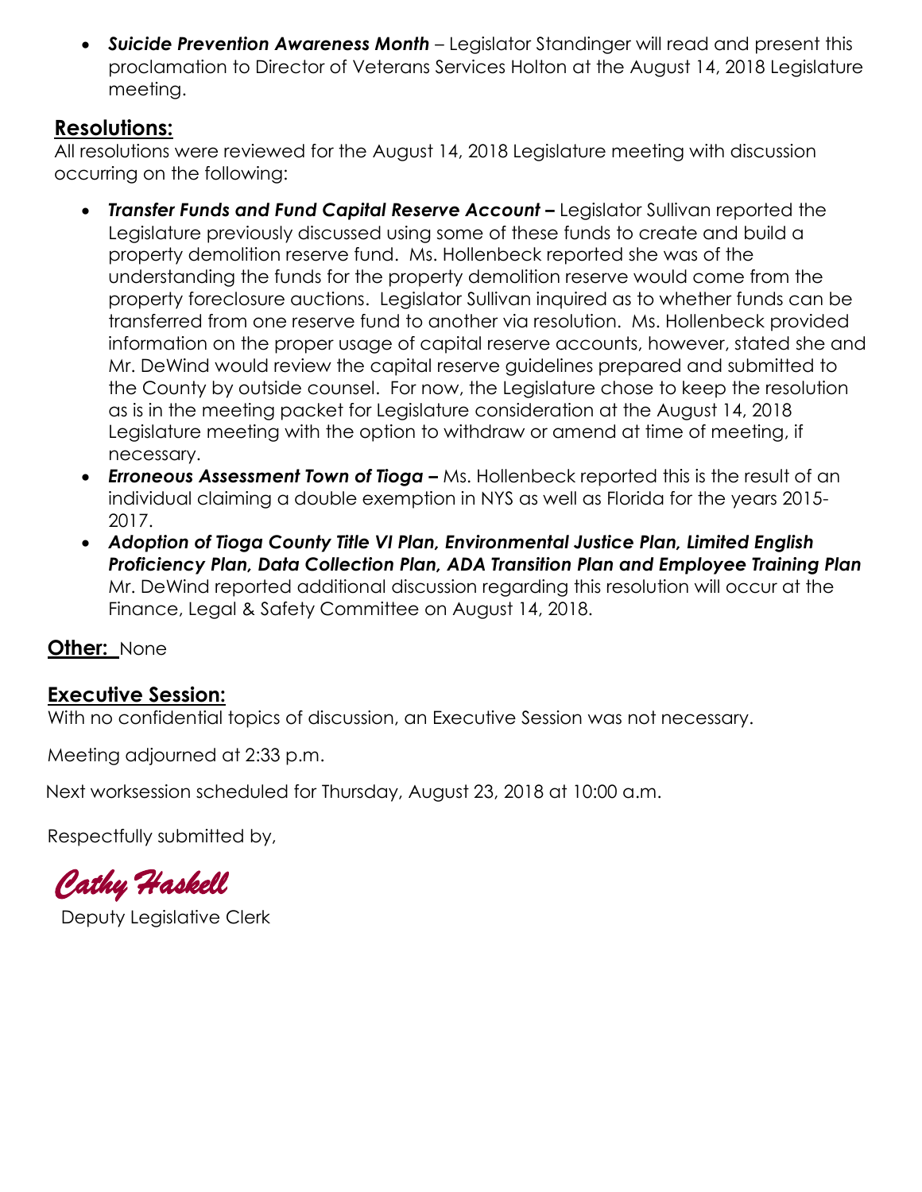- ***Suicide Prevention Awareness Month*** – Legislator Standinger will read and present this proclamation to Director of Veterans Services Holton at the August 14, 2018 Legislature meeting.

## Resolutions:

All resolutions were reviewed for the August 14, 2018 Legislature meeting with discussion occurring on the following:

- ***Transfer Funds and Fund Capital Reserve Account –*** Legislator Sullivan reported the Legislature previously discussed using some of these funds to create and build a property demolition reserve fund. Ms. Hollenbeck reported she was of the understanding the funds for the property demolition reserve would come from the property foreclosure auctions. Legislator Sullivan inquired as to whether funds can be transferred from one reserve fund to another via resolution. Ms. Hollenbeck provided information on the proper usage of capital reserve accounts, however, stated she and Mr. DeWind would review the capital reserve guidelines prepared and submitted to the County by outside counsel. For now, the Legislature chose to keep the resolution as is in the meeting packet for Legislature consideration at the August 14, 2018 Legislature meeting with the option to withdraw or amend at time of meeting, if necessary.
- ***Erroneous Assessment Town of Tioga –*** Ms. Hollenbeck reported this is the result of an individual claiming a double exemption in NYS as well as Florida for the years 2015-2017.
- ***Adoption of Tioga County Title VI Plan, Environmental Justice Plan, Limited English Proficiency Plan, Data Collection Plan, ADA Transition Plan and Employee Training Plan*** Mr. DeWind reported additional discussion regarding this resolution will occur at the Finance, Legal & Safety Committee on August 14, 2018.

**Other:** None

## Executive Session:

With no confidential topics of discussion, an Executive Session was not necessary.

Meeting adjourned at 2:33 p.m.

Next worksession scheduled for Thursday, August 23, 2018 at 10:00 a.m.

Respectfully submitted by,

*Cathy Haskell*

Deputy Legislative Clerk